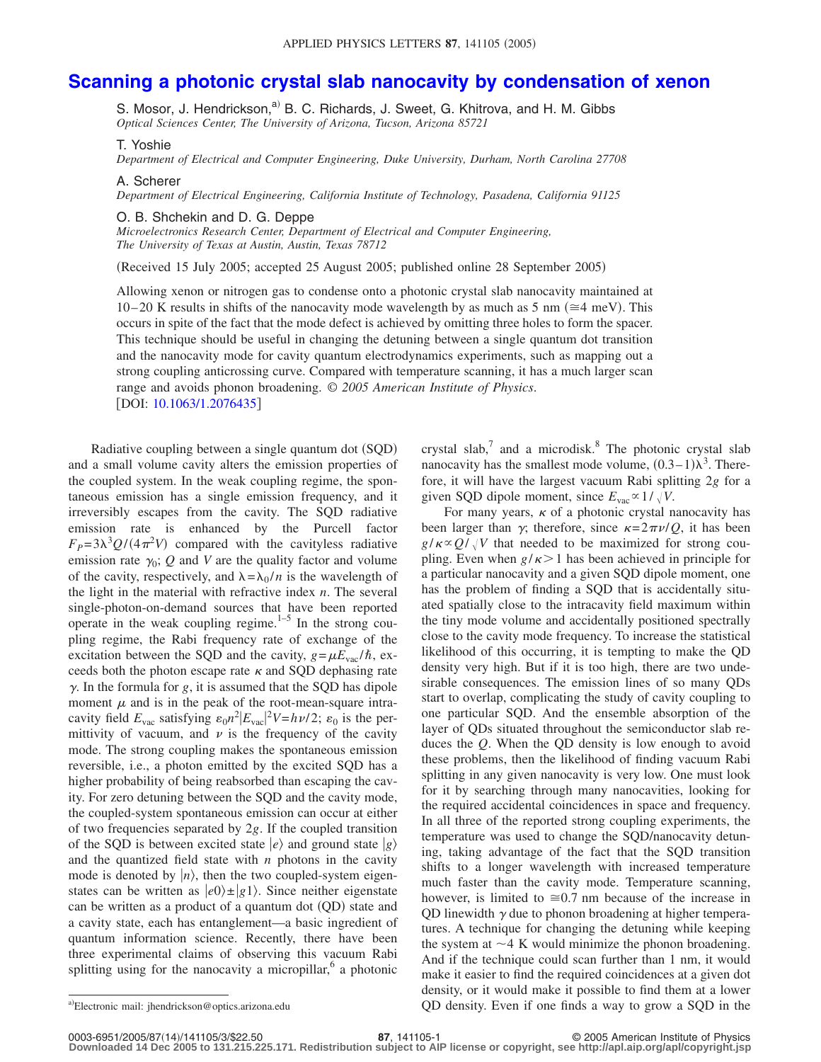# Scanning a photonic crystal slab nanocavity by condensation of xenon

S. Mosor, J. Hendrickson,[a] B. C. Richards, J. Sweet, G. Khitrova, and H. M. Gibbs
*Optical Sciences Center, The University of Arizona, Tucson, Arizona 85721*

T. Yoshie
*Department of Electrical and Computer Engineering, Duke University, Durham, North Carolina 27708*

A. Scherer
*Department of Electrical Engineering, California Institute of Technology, Pasadena, California 91125*

O. B. Shchekin and D. G. Deppe
*Microelectronics Research Center, Department of Electrical and Computer Engineering, The University of Texas at Austin, Austin, Texas 78712*

(Received 15 July 2005; accepted 25 August 2005; published online 28 September 2005)

Allowing xenon or nitrogen gas to condense onto a photonic crystal slab nanocavity maintained at 10–20 K results in shifts of the nanocavity mode wavelength by as much as 5 nm (≅4 meV). This occurs in spite of the fact that the mode defect is achieved by omitting three holes to form the spacer. This technique should be useful in changing the detuning between a single quantum dot transition and the nanocavity mode for cavity quantum electrodynamics experiments, such as mapping out a strong coupling anticrossing curve. Compared with temperature scanning, it has a much larger scan range and avoids phonon broadening. *© 2005 American Institute of Physics.* [DOI: 10.1063/1.2076435]

Radiative coupling between a single quantum dot (SQD) and a small volume cavity alters the emission properties of the coupled system. In the weak coupling regime, the spontaneous emission has a single emission frequency, and it irreversibly escapes from the cavity. The SQD radiative emission rate is enhanced by the Purcell factor $F_P=3\lambda^3 Q/(4\pi^2 V)$ compared with the cavityless radiative emission rate $\gamma_0$; $Q$ and $V$ are the quality factor and volume of the cavity, respectively, and $\lambda=\lambda_0/n$ is the wavelength of the light in the material with refractive index $n$. The several single-photon-on-demand sources that have been reported operate in the weak coupling regime.[1–5] In the strong coupling regime, the Rabi frequency rate of exchange of the excitation between the SQD and the cavity, $g=\mu E_{\mathrm{vac}}/\hbar$, exceeds both the photon escape rate $\kappa$ and SQD dephasing rate $\gamma$. In the formula for $g$, it is assumed that the SQD has dipole moment $\mu$ and is in the peak of the root-mean-square intracavity field $E_{\mathrm{vac}}$ satisfying $\varepsilon_0 n^2 |E_{\mathrm{vac}}|^2 V = h\nu/2$; $\varepsilon_0$ is the permittivity of vacuum, and $\nu$ is the frequency of the cavity mode. The strong coupling makes the spontaneous emission reversible, i.e., a photon emitted by the excited SQD has a higher probability of being reabsorbed than escaping the cavity. For zero detuning between the SQD and the cavity mode, the coupled-system spontaneous emission can occur at either of two frequencies separated by $2g$. If the coupled transition of the SQD is between excited state $|e\rangle$ and ground state $|g\rangle$ and the quantized field state with $n$ photons in the cavity mode is denoted by $|n\rangle$, then the two coupled-system eigenstates can be written as $|e0\rangle \pm |g1\rangle$. Since neither eigenstate can be written as a product of a quantum dot (QD) state and a cavity state, each has entanglement—a basic ingredient of quantum information science. Recently, there have been three experimental claims of observing this vacuum Rabi splitting using for the nanocavity a micropillar,[6] a photonic crystal slab,[7] and a microdisk.[8] The photonic crystal slab nanocavity has the smallest mode volume, $(0.3-1)\lambda^3$. Therefore, it will have the largest vacuum Rabi splitting $2g$ for a given SQD dipole moment, since $E_{\mathrm{vac}} \propto 1/\sqrt{V}$.

For many years, $\kappa$ of a photonic crystal nanocavity has been larger than $\gamma$; therefore, since $\kappa=2\pi\nu/Q$, it has been $g/\kappa \propto Q/\sqrt{V}$ that needed to be maximized for strong coupling. Even when $g/\kappa>1$ has been achieved in principle for a particular nanocavity and a given SQD dipole moment, one has the problem of finding a SQD that is accidentally situated spatially close to the intracavity field maximum within the tiny mode volume and accidentally positioned spectrally close to the cavity mode frequency. To increase the statistical likelihood of this occurring, it is tempting to make the QD density very high. But if it is too high, there are two undesirable consequences. The emission lines of so many QDs start to overlap, complicating the study of cavity coupling to one particular SQD. And the ensemble absorption of the layer of QDs situated throughout the semiconductor slab reduces the $Q$. When the QD density is low enough to avoid these problems, then the likelihood of finding vacuum Rabi splitting in any given nanocavity is very low. One must look for it by searching through many nanocavities, looking for the required accidental coincidences in space and frequency. In all three of the reported strong coupling experiments, the temperature was used to change the SQD/nanocavity detuning, taking advantage of the fact that the SQD transition shifts to a longer wavelength with increased temperature much faster than the cavity mode. Temperature scanning, however, is limited to ≅0.7 nm because of the increase in QD linewidth $\gamma$ due to phonon broadening at higher temperatures. A technique for changing the detuning while keeping the system at ~4 K would minimize the phonon broadening. And if the technique could scan further than 1 nm, it would make it easier to find the required coincidences at a given dot density, or it would make it possible to find them at a lower QD density. Even if one finds a way to grow a SQD in the

[a]Electronic mail: jhendrickson@optics.arizona.edu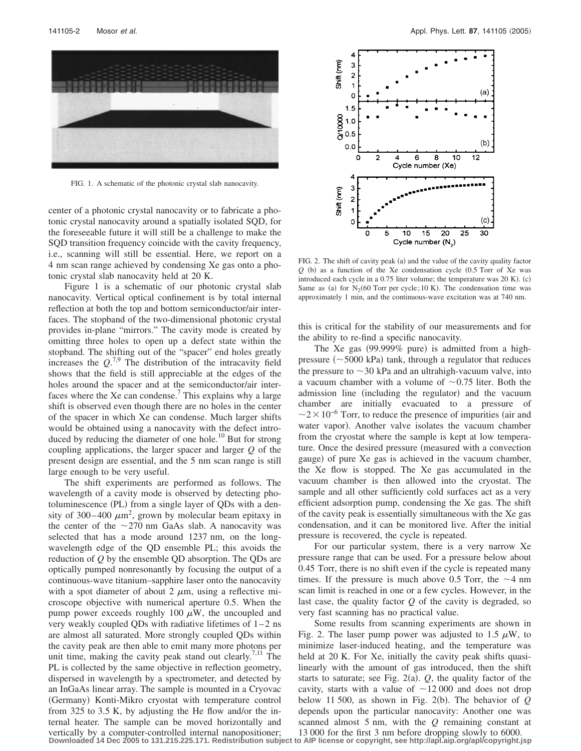FIG. 1. A schematic of the photonic crystal slab nanocavity.

center of a photonic crystal nanocavity or to fabricate a photonic crystal nanocavity around a spatially isolated SQD, for the foreseeable future it will still be a challenge to make the SQD transition frequency coincide with the cavity frequency, i.e., scanning will still be essential. Here, we report on a 4 nm scan range achieved by condensing Xe gas onto a photonic crystal slab nanocavity held at 20 K.

Figure 1 is a schematic of our photonic crystal slab nanocavity. Vertical optical confinement is by total internal reflection at both the top and bottom semiconductor/air interfaces. The stopband of the two-dimensional photonic crystal provides in-plane "mirrors." The cavity mode is created by omitting three holes to open up a defect state within the stopband. The shifting out of the "spacer" end holes greatly increases the $Q$.[7,9] The distribution of the intracavity field shows that the field is still appreciable at the edges of the holes around the spacer and at the semiconductor/air interfaces where the Xe can condense.[7] This explains why a large shift is observed even though there are no holes in the center of the spacer in which Xe can condense. Much larger shifts would be obtained using a nanocavity with the defect introduced by reducing the diameter of one hole.[10] But for strong coupling applications, the larger spacer and larger $Q$ of the present design are essential, and the 5 nm scan range is still large enough to be very useful.

The shift experiments are performed as follows. The wavelength of a cavity mode is observed by detecting photoluminescence (PL) from a single layer of QDs with a density of 300–400 $\mu m^2$, grown by molecular beam epitaxy in the center of the ~270 nm GaAs slab. A nanocavity was selected that has a mode around 1237 nm, on the long-wavelength edge of the QD ensemble PL; this avoids the reduction of $Q$ by the ensemble QD absorption. The QDs are optically pumped nonresonantly by focusing the output of a continuous-wave titanium–sapphire laser onto the nanocavity with a spot diameter of about 2 $\mu$m, using a reflective microscope objective with numerical aperture 0.5. When the pump power exceeds roughly 100 $\mu$W, the uncoupled and very weakly coupled QDs with radiative lifetimes of 1–2 ns are almost all saturated. More strongly coupled QDs within the cavity peak are then able to emit many more photons per unit time, making the cavity peak stand out clearly.[7,11] The PL is collected by the same objective in reflection geometry, dispersed in wavelength by a spectrometer, and detected by an InGaAs linear array. The sample is mounted in a Cryovac (Germany) Konti-Mikro cryostat with temperature control from 325 to 3.5 K, by adjusting the He flow and/or the internal heater. The sample can be moved horizontally and vertically by a computer-controlled internal nanopositioner; this is critical for the stability of our measurements and for the ability to re-find a specific nanocavity.

FIG. 2. The shift of cavity peak (a) and the value of the cavity quality factor $Q$ (b) as a function of the Xe condensation cycle (0.5 Torr of Xe was introduced each cycle in a 0.75 liter volume; the temperature was 20 K). (c) Same as (a) for $N_2$(60 Torr per cycle; 10 K). The condensation time was approximately 1 min, and the continuous-wave excitation was at 740 nm.

The Xe gas (99.999% pure) is admitted from a high-pressure (~5000 kPa) tank, through a regulator that reduces the pressure to ~30 kPa and an ultrahigh-vacuum valve, into a vacuum chamber with a volume of ~0.75 liter. Both the admission line (including the regulator) and the vacuum chamber are initially evacuated to a pressure of ~$2\times10^{-6}$ Torr, to reduce the presence of impurities (air and water vapor). Another valve isolates the vacuum chamber from the cryostat where the sample is kept at low temperature. Once the desired pressure (measured with a convection gauge) of pure Xe gas is achieved in the vacuum chamber, the Xe flow is stopped. The Xe gas accumulated in the vacuum chamber is then allowed into the cryostat. The sample and all other sufficiently cold surfaces act as a very efficient adsorption pump, condensing the Xe gas. The shift of the cavity peak is essentially simultaneous with the Xe gas condensation, and it can be monitored live. After the initial pressure is recovered, the cycle is repeated.

For our particular system, there is a very narrow Xe pressure range that can be used. For a pressure below about 0.45 Torr, there is no shift even if the cycle is repeated many times. If the pressure is much above 0.5 Torr, the ~4 nm scan limit is reached in one or a few cycles. However, in the last case, the quality factor $Q$ of the cavity is degraded, so very fast scanning has no practical value.

Some results from scanning experiments are shown in Fig. 2. The laser pump power was adjusted to 1.5 $\mu$W, to minimize laser-induced heating, and the temperature was held at 20 K. For Xe, initially the cavity peak shifts quasi-linearly with the amount of gas introduced, then the shift starts to saturate; see Fig. 2(a). $Q$, the quality factor of the cavity, starts with a value of ~12 000 and does not drop below 11 500, as shown in Fig. 2(b). The behavior of $Q$ depends upon the particular nanocavity: Another one was scanned almost 5 nm, with the $Q$ remaining constant at 13 000 for the first 3 nm before dropping slowly to 6000.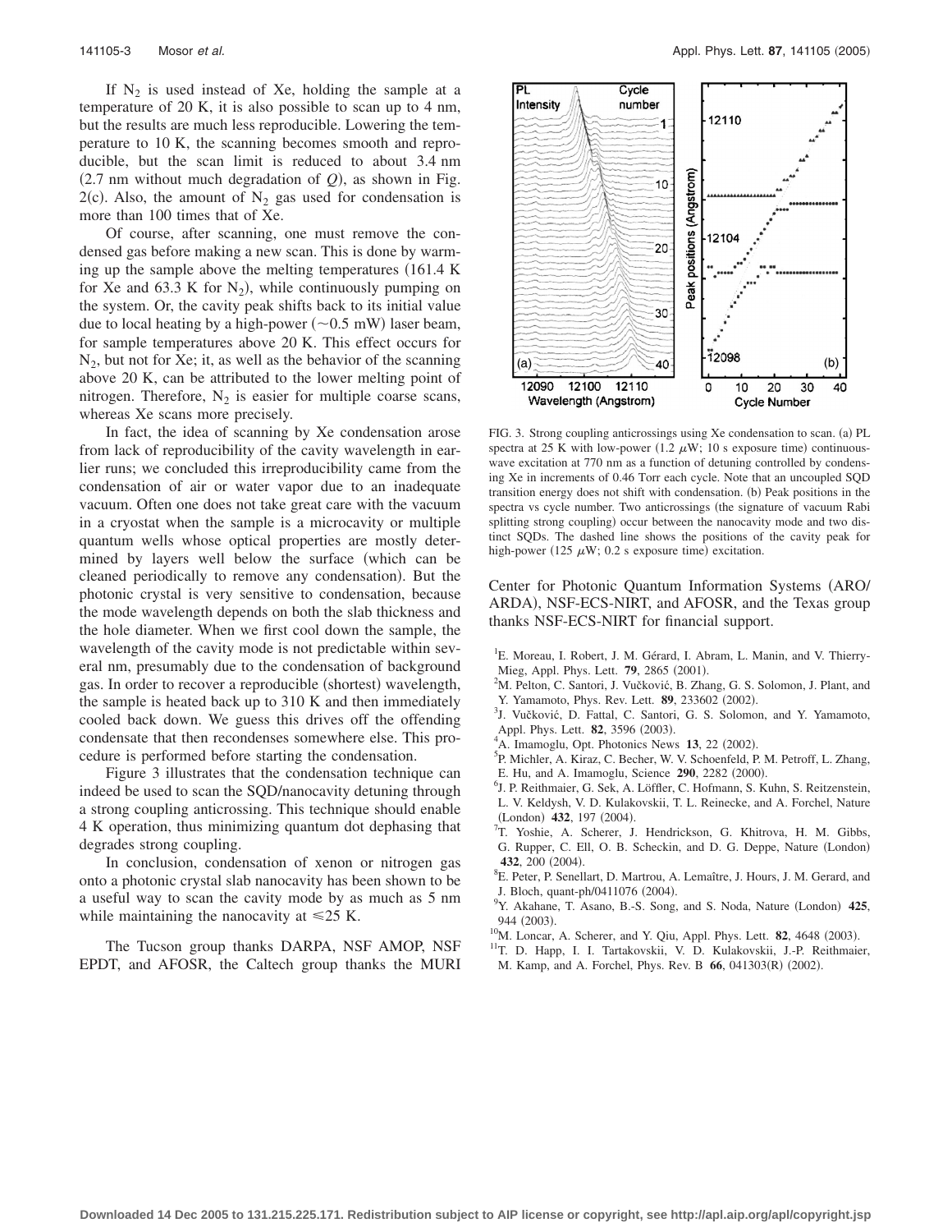If $N_2$ is used instead of Xe, holding the sample at a temperature of 20 K, it is also possible to scan up to 4 nm, but the results are much less reproducible. Lowering the temperature to 10 K, the scanning becomes smooth and reproducible, but the scan limit is reduced to about 3.4 nm (2.7 nm without much degradation of $Q$), as shown in Fig. 2(c). Also, the amount of $N_2$ gas used for condensation is more than 100 times that of Xe.

Of course, after scanning, one must remove the condensed gas before making a new scan. This is done by warming up the sample above the melting temperatures (161.4 K for Xe and 63.3 K for $N_2$), while continuously pumping on the system. Or, the cavity peak shifts back to its initial value due to local heating by a high-power (~0.5 mW) laser beam, for sample temperatures above 20 K. This effect occurs for $N_2$, but not for Xe; it, as well as the behavior of the scanning above 20 K, can be attributed to the lower melting point of nitrogen. Therefore, $N_2$ is easier for multiple coarse scans, whereas Xe scans more precisely.

In fact, the idea of scanning by Xe condensation arose from lack of reproducibility of the cavity wavelength in earlier runs; we concluded this irreproducibility came from the condensation of air or water vapor due to an inadequate vacuum. Often one does not take great care with the vacuum in a cryostat when the sample is a microcavity or multiple quantum wells whose optical properties are mostly determined by layers well below the surface (which can be cleaned periodically to remove any condensation). But the photonic crystal is very sensitive to condensation, because the mode wavelength depends on both the slab thickness and the hole diameter. When we first cool down the sample, the wavelength of the cavity mode is not predictable within several nm, presumably due to the condensation of background gas. In order to recover a reproducible (shortest) wavelength, the sample is heated back up to 310 K and then immediately cooled back down. We guess this drives off the offending condensate that then recondenses somewhere else. This procedure is performed before starting the condensation.

Figure 3 illustrates that the condensation technique can indeed be used to scan the SQD/nanocavity detuning through a strong coupling anticrossing. This technique should enable 4 K operation, thus minimizing quantum dot dephasing that degrades strong coupling.

In conclusion, condensation of xenon or nitrogen gas onto a photonic crystal slab nanocavity has been shown to be a useful way to scan the cavity mode by as much as 5 nm while maintaining the nanocavity at $\leq 25$ K.

The Tucson group thanks DARPA, NSF AMOP, NSF EPDT, and AFOSR, the Caltech group thanks the MURI Center for Photonic Quantum Information Systems (ARO/ARDA), NSF-ECS-NIRT, and AFOSR, and the Texas group thanks NSF-ECS-NIRT for financial support.

PL Intensity
Cycle number
1
10
20
30
40
(a)
12090 12100 12110
Wavelength (Angstrom)

Peak positions (Angstrom)
12110
12104
12098
(b)
0 10 20 30 40
Cycle Number

FIG. 3. Strong coupling anticrossings using Xe condensation to scan. (a) PL spectra at 25 K with low-power (1.2 $\mu$W; 10 s exposure time) continuous-wave excitation at 770 nm as a function of detuning controlled by condensing Xe in increments of 0.46 Torr each cycle. Note that an uncoupled SQD transition energy does not shift with condensation. (b) Peak positions in the spectra vs cycle number. Two anticrossings (the signature of vacuum Rabi splitting strong coupling) occur between the nanocavity mode and two distinct SQDs. The dashed line shows the positions of the cavity peak for high-power (125 $\mu$W; 0.2 s exposure time) excitation.

[1] E. Moreau, I. Robert, J. M. Gérard, I. Abram, L. Manin, and V. Thierry-Mieg, Appl. Phys. Lett. **79**, 2865 (2001).
[2] M. Pelton, C. Santori, J. Vučković, B. Zhang, G. S. Solomon, J. Plant, and Y. Yamamoto, Phys. Rev. Lett. **89**, 233602 (2002).
[3] J. Vučković, D. Fattal, C. Santori, G. S. Solomon, and Y. Yamamoto, Appl. Phys. Lett. **82**, 3596 (2003).
[4] A. Imamoglu, Opt. Photonics News **13**, 22 (2002).
[5] P. Michler, A. Kiraz, C. Becher, W. V. Schoenfeld, P. M. Petroff, L. Zhang, E. Hu, and A. Imamoglu, Science **290**, 2282 (2000).
[6] J. P. Reithmaier, G. Sek, A. Löffler, C. Hofmann, S. Kuhn, S. Reitzenstein, L. V. Keldysh, V. D. Kulakovskii, T. L. Reinecke, and A. Forchel, Nature (London) **432**, 197 (2004).
[7] T. Yoshie, A. Scherer, J. Hendrickson, G. Khitrova, H. M. Gibbs, G. Rupper, C. Ell, O. B. Scheckin, and D. G. Deppe, Nature (London) **432**, 200 (2004).
[8] E. Peter, P. Senellart, D. Martrou, A. Lemaître, J. Hours, J. M. Gerard, and J. Bloch, quant-ph/0411076 (2004).
[9] Y. Akahane, T. Asano, B.-S. Song, and S. Noda, Nature (London) **425**, 944 (2003).
[10] M. Loncar, A. Scherer, and Y. Qiu, Appl. Phys. Lett. **82**, 4648 (2003).
[11] T. D. Happ, I. I. Tartakovskii, V. D. Kulakovskii, J.-P. Reithmaier, M. Kamp, and A. Forchel, Phys. Rev. B **66**, 041303(R) (2002).